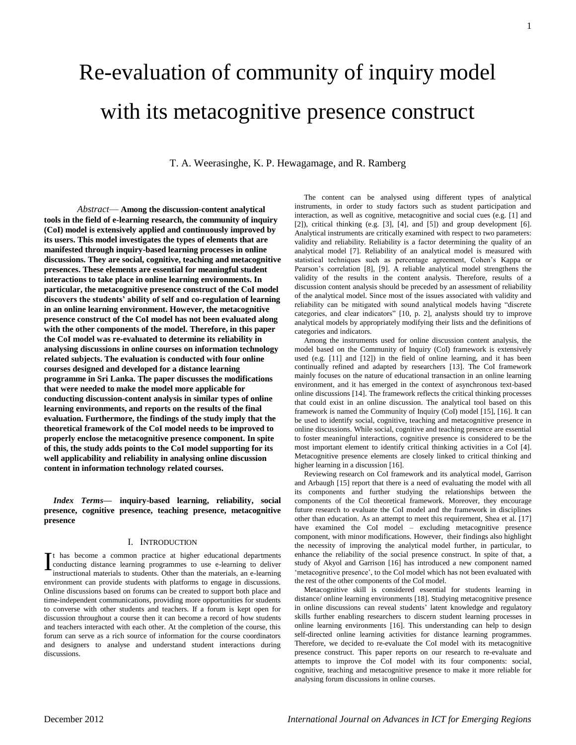# Re-evaluation of community of inquiry model with its metacognitive presence construct

T. A. Weerasinghe, K. P. Hewagamage, and R. Ramberg

*Abstract*— **Among the discussion-content analytical tools in the field of e-learning research, the community of inquiry (CoI) model is extensively applied and continuously improved by its users. This model investigates the types of elements that are manifested through inquiry-based learning processes in online discussions. They are social, cognitive, teaching and metacognitive presences. These elements are essential for meaningful student interactions to take place in online learning environments. In particular, the metacognitive presence construct of the CoI model discovers the students' ability of self and co-regulation of learning in an online learning environment. However, the metacognitive presence construct of the CoI model has not been evaluated along with the other components of the model. Therefore, in this paper the CoI model was re-evaluated to determine its reliability in analysing discussions in online courses on information technology related subjects. The evaluation is conducted with four online courses designed and developed for a distance learning programme in Sri Lanka. The paper discusses the modifications that were needed to make the model more applicable for conducting discussion-content analysis in similar types of online learning environments, and reports on the results of the final evaluation. Furthermore, the findings of the study imply that the theoretical framework of the CoI model needs to be improved to properly enclose the metacognitive presence component. In spite of this, the study adds points to the CoI model supporting for its well applicability and reliability in analysing online discussion content in information technology related courses.**

***Index Terms*— inquiry-based learning, reliability, social presence, cognitive presence, teaching presence, metacognitive presence**

## I. Introduction

It has become a common practice at higher educational departments conducting distance learning programmes to use e-learning to deliver instructional materials to students. Other than the materials, an e-learning environment can provide students with platforms to engage in discussions. Online discussions based on forums can be created to support both place and time-independent communications, providing more opportunities for students to converse with other students and teachers. If a forum is kept open for discussion throughout a course then it can become a record of how students and teachers interacted with each other. At the completion of the course, this forum can serve as a rich source of information for the course coordinators and designers to analyse and understand student interactions during discussions.

The content can be analysed using different types of analytical instruments, in order to study factors such as student participation and interaction, as well as cognitive, metacognitive and social cues (e.g. [1] and [2]), critical thinking (e.g. [3], [4], and [5]) and group development [6]. Analytical instruments are critically examined with respect to two parameters: validity and reliability. Reliability is a factor determining the quality of an analytical model [7]. Reliability of an analytical model is measured with statistical techniques such as percentage agreement, Cohen's Kappa or Pearson's correlation [8], [9]. A reliable analytical model strengthens the validity of the results in the content analysis. Therefore, results of a discussion content analysis should be preceded by an assessment of reliability of the analytical model. Since most of the issues associated with validity and reliability can be mitigated with sound analytical models having "discrete categories, and clear indicators" [10, p. 2], analysts should try to improve analytical models by appropriately modifying their lists and the definitions of categories and indicators.

Among the instruments used for online discussion content analysis, the model based on the Community of Inquiry (CoI) framework is extensively used (e.g. [11] and [12]) in the field of online learning, and it has been continually refined and adapted by researchers [13]. The CoI framework mainly focuses on the nature of educational transaction in an online learning environment, and it has emerged in the context of asynchronous text-based online discussions [14]. The framework reflects the critical thinking processes that could exist in an online discussion. The analytical tool based on this framework is named the Community of Inquiry (CoI) model [15], [16]. It can be used to identify social, cognitive, teaching and metacognitive presence in online discussions. While social, cognitive and teaching presence are essential to foster meaningful interactions, cognitive presence is considered to be the most important element to identify critical thinking activities in a CoI [4]. Metacognitive presence elements are closely linked to critical thinking and higher learning in a discussion [16].

Reviewing research on CoI framework and its analytical model, Garrison and Arbaugh [15] report that there is a need of evaluating the model with all its components and further studying the relationships between the components of the CoI theoretical framework. Moreover, they encourage future research to evaluate the CoI model and the framework in disciplines other than education. As an attempt to meet this requirement, Shea et al. [17] have examined the CoI model – excluding metacognitive presence component, with minor modifications. However, their findings also highlight the necessity of improving the analytical model further, in particular, to enhance the reliability of the social presence construct. In spite of that, a study of Akyol and Garrison [16] has introduced a new component named 'metacognitive presence', to the CoI model which has not been evaluated with the rest of the other components of the CoI model.

Metacognitive skill is considered essential for students learning in distance/ online learning environments [18]. Studying metacognitive presence in online discussions can reveal students' latent knowledge and regulatory skills further enabling researchers to discern student learning processes in online learning environments [16]. This understanding can help to design self-directed online learning activities for distance learning programmes. Therefore, we decided to re-evaluate the CoI model with its metacognitive presence construct. This paper reports on our research to re-evaluate and attempts to improve the CoI model with its four components: social, cognitive, teaching and metacognitive presence to make it more reliable for analysing forum discussions in online courses.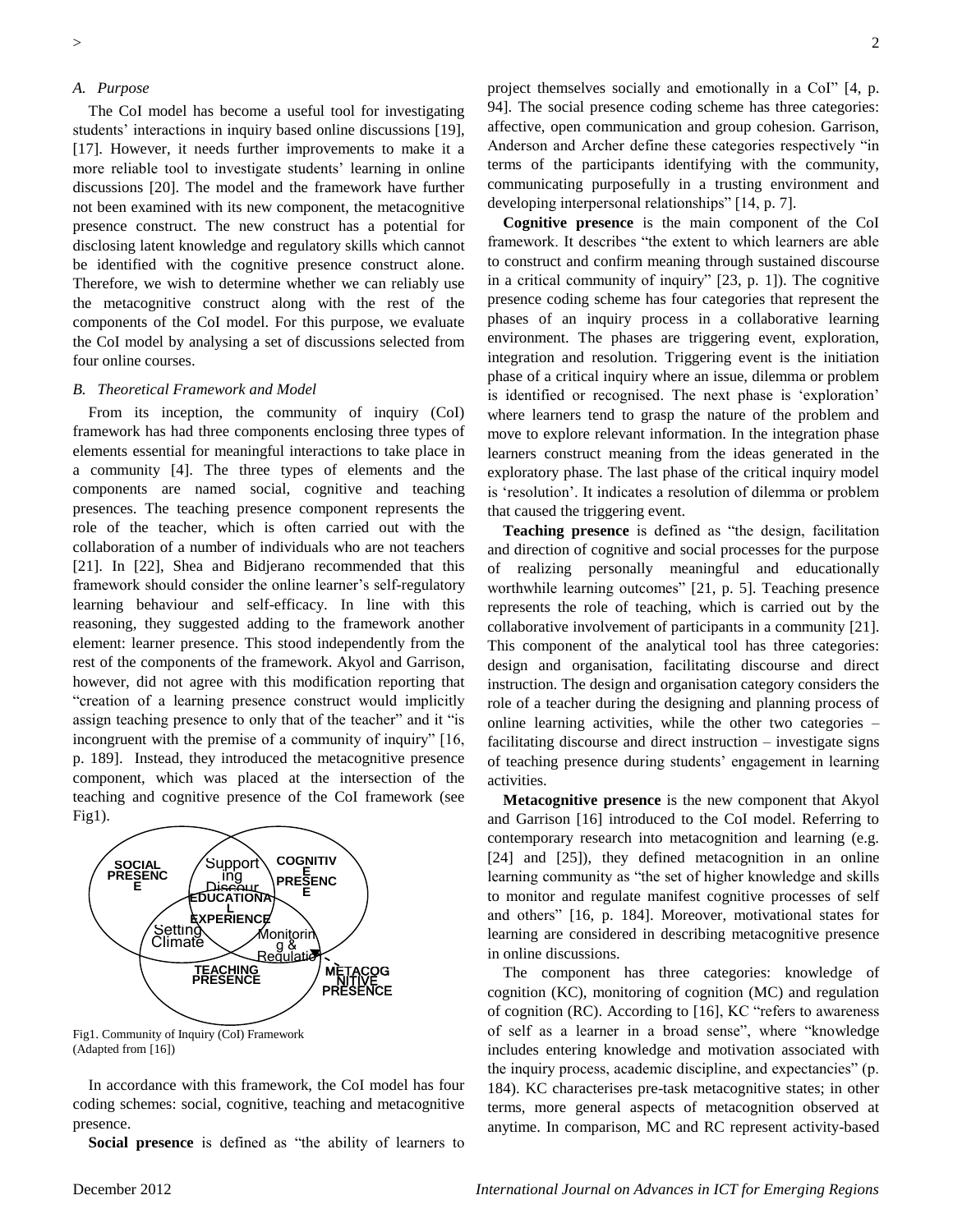### A. Purpose

The CoI model has become a useful tool for investigating students' interactions in inquiry based online discussions [19], [17]. However, it needs further improvements to make it a more reliable tool to investigate students' learning in online discussions [20]. The model and the framework have further not been examined with its new component, the metacognitive presence construct. The new construct has a potential for disclosing latent knowledge and regulatory skills which cannot be identified with the cognitive presence construct alone. Therefore, we wish to determine whether we can reliably use the metacognitive construct along with the rest of the components of the CoI model. For this purpose, we evaluate the CoI model by analysing a set of discussions selected from four online courses.

### B. Theoretical Framework and Model

From its inception, the community of inquiry (CoI) framework has had three components enclosing three types of elements essential for meaningful interactions to take place in a community [4]. The three types of elements and the components are named social, cognitive and teaching presences. The teaching presence component represents the role of the teacher, which is often carried out with the collaboration of a number of individuals who are not teachers [21]. In [22], Shea and Bidjerano recommended that this framework should consider the online learner's self-regulatory learning behaviour and self-efficacy. In line with this reasoning, they suggested adding to the framework another element: learner presence. This stood independently from the rest of the components of the framework. Akyol and Garrison, however, did not agree with this modification reporting that "creation of a learning presence construct would implicitly assign teaching presence to only that of the teacher" and it "is incongruent with the premise of a community of inquiry" [16, p. 189]. Instead, they introduced the metacognitive presence component, which was placed at the intersection of the teaching and cognitive presence of the CoI framework (see Fig1).

Fig1. Community of Inquiry (CoI) Framework (Adapted from [16])

In accordance with this framework, the CoI model has four coding schemes: social, cognitive, teaching and metacognitive presence.

**Social presence** is defined as "the ability of learners to project themselves socially and emotionally in a CoI" [4, p. 94]. The social presence coding scheme has three categories: affective, open communication and group cohesion. Garrison, Anderson and Archer define these categories respectively "in terms of the participants identifying with the community, communicating purposefully in a trusting environment and developing interpersonal relationships" [14, p. 7].

**Cognitive presence** is the main component of the CoI framework. It describes "the extent to which learners are able to construct and confirm meaning through sustained discourse in a critical community of inquiry" [23, p. 1]). The cognitive presence coding scheme has four categories that represent the phases of an inquiry process in a collaborative learning environment. The phases are triggering event, exploration, integration and resolution. Triggering event is the initiation phase of a critical inquiry where an issue, dilemma or problem is identified or recognised. The next phase is 'exploration' where learners tend to grasp the nature of the problem and move to explore relevant information. In the integration phase learners construct meaning from the ideas generated in the exploratory phase. The last phase of the critical inquiry model is 'resolution'. It indicates a resolution of dilemma or problem that caused the triggering event.

**Teaching presence** is defined as "the design, facilitation and direction of cognitive and social processes for the purpose of realizing personally meaningful and educationally worthwhile learning outcomes" [21, p. 5]. Teaching presence represents the role of teaching, which is carried out by the collaborative involvement of participants in a community [21]. This component of the analytical tool has three categories: design and organisation, facilitating discourse and direct instruction. The design and organisation category considers the role of a teacher during the designing and planning process of online learning activities, while the other two categories – facilitating discourse and direct instruction – investigate signs of teaching presence during students' engagement in learning activities.

**Metacognitive presence** is the new component that Akyol and Garrison [16] introduced to the CoI model. Referring to contemporary research into metacognition and learning (e.g. [24] and [25]), they defined metacognition in an online learning community as "the set of higher knowledge and skills to monitor and regulate manifest cognitive processes of self and others" [16, p. 184]. Moreover, motivational states for learning are considered in describing metacognitive presence in online discussions.

The component has three categories: knowledge of cognition (KC), monitoring of cognition (MC) and regulation of cognition (RC). According to [16], KC "refers to awareness of self as a learner in a broad sense", where "knowledge includes entering knowledge and motivation associated with the inquiry process, academic discipline, and expectancies" (p. 184). KC characterises pre-task metacognitive states; in other terms, more general aspects of metacognition observed at anytime. In comparison, MC and RC represent activity-based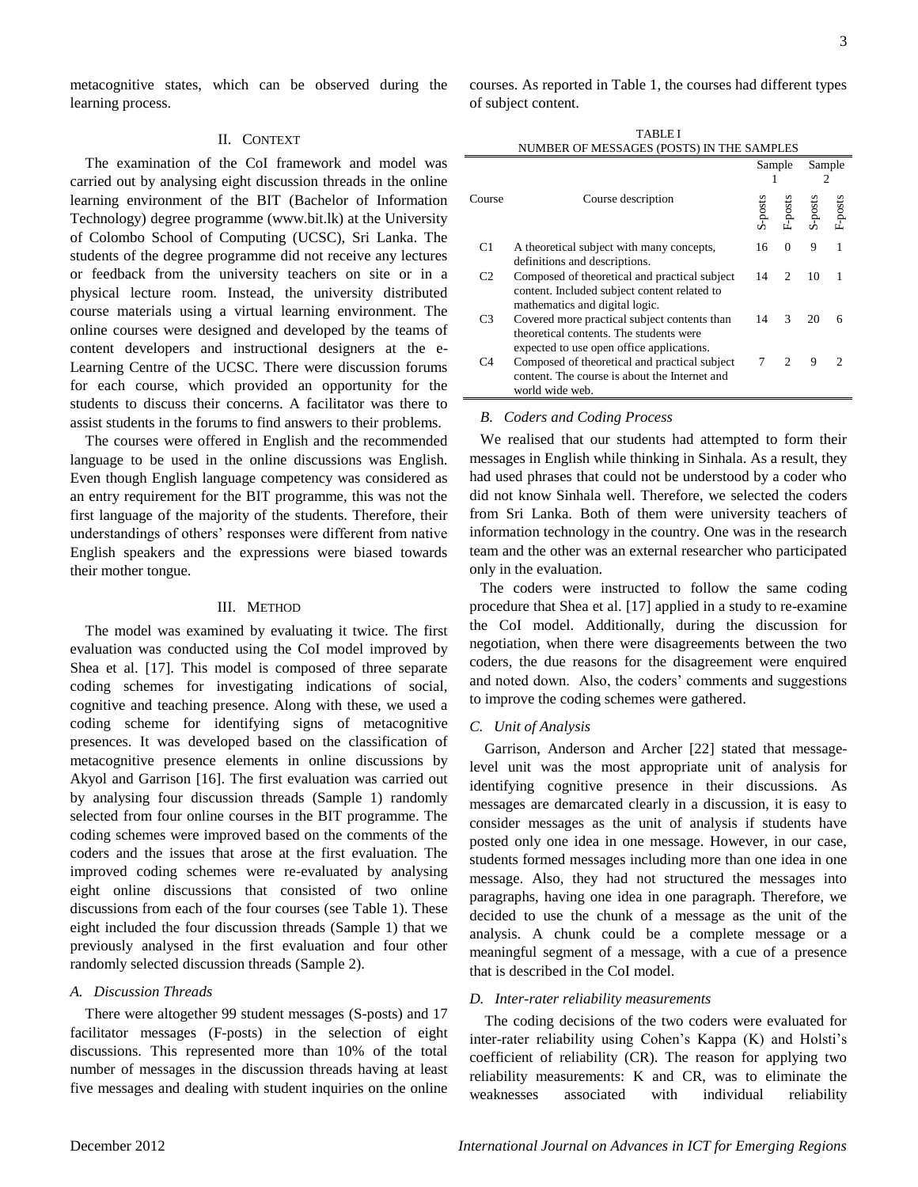metacognitive states, which can be observed during the learning process.

## II. Context

The examination of the CoI framework and model was carried out by analysing eight discussion threads in the online learning environment of the BIT (Bachelor of Information Technology) degree programme (www.bit.lk) at the University of Colombo School of Computing (UCSC), Sri Lanka. The students of the degree programme did not receive any lectures or feedback from the university teachers on site or in a physical lecture room. Instead, the university distributed course materials using a virtual learning environment. The online courses were designed and developed by the teams of content developers and instructional designers at the e-Learning Centre of the UCSC. There were discussion forums for each course, which provided an opportunity for the students to discuss their concerns. A facilitator was there to assist students in the forums to find answers to their problems.

The courses were offered in English and the recommended language to be used in the online discussions was English. Even though English language competency was considered as an entry requirement for the BIT programme, this was not the first language of the majority of the students. Therefore, their understandings of others' responses were different from native English speakers and the expressions were biased towards their mother tongue.

## III. Method

The model was examined by evaluating it twice. The first evaluation was conducted using the CoI model improved by Shea et al. [17]. This model is composed of three separate coding schemes for investigating indications of social, cognitive and teaching presence. Along with these, we used a coding scheme for identifying signs of metacognitive presences. It was developed based on the classification of metacognitive presence elements in online discussions by Akyol and Garrison [16]. The first evaluation was carried out by analysing four discussion threads (Sample 1) randomly selected from four online courses in the BIT programme. The coding schemes were improved based on the comments of the coders and the issues that arose at the first evaluation. The improved coding schemes were re-evaluated by analysing eight online discussions that consisted of two online discussions from each of the four courses (see Table 1). These eight included the four discussion threads (Sample 1) that we previously analysed in the first evaluation and four other randomly selected discussion threads (Sample 2).

### *A. Discussion Threads*

There were altogether 99 student messages (S-posts) and 17 facilitator messages (F-posts) in the selection of eight discussions. This represented more than 10% of the total number of messages in the discussion threads having at least five messages and dealing with student inquiries on the online courses. As reported in Table 1, the courses had different types of subject content.

TABLE I
NUMBER OF MESSAGES (POSTS) IN THE SAMPLES

| Course | Course description | Sample 1 | | Sample 2 | |
|---|---|---|---|---|---|
| | | S-posts | F-posts | S-posts | F-posts |
| C1 | A theoretical subject with many concepts, definitions and descriptions. | 16 | 0 | 9 | 1 |
| C2 | Composed of theoretical and practical subject content. Included subject content related to mathematics and digital logic. | 14 | 2 | 10 | 1 |
| C3 | Covered more practical subject contents than theoretical contents. The students were expected to use open office applications. | 14 | 3 | 20 | 6 |
| C4 | Composed of theoretical and practical subject content. The course is about the Internet and world wide web. | 7 | 2 | 9 | 2 |

### *B. Coders and Coding Process*

We realised that our students had attempted to form their messages in English while thinking in Sinhala. As a result, they had used phrases that could not be understood by a coder who did not know Sinhala well. Therefore, we selected the coders from Sri Lanka. Both of them were university teachers of information technology in the country. One was in the research team and the other was an external researcher who participated only in the evaluation.

The coders were instructed to follow the same coding procedure that Shea et al. [17] applied in a study to re-examine the CoI model. Additionally, during the discussion for negotiation, when there were disagreements between the two coders, the due reasons for the disagreement were enquired and noted down. Also, the coders' comments and suggestions to improve the coding schemes were gathered.

### *C. Unit of Analysis*

Garrison, Anderson and Archer [22] stated that message-level unit was the most appropriate unit of analysis for identifying cognitive presence in their discussions. As messages are demarcated clearly in a discussion, it is easy to consider messages as the unit of analysis if students have posted only one idea in one message. However, in our case, students formed messages including more than one idea in one message. Also, they had not structured the messages into paragraphs, having one idea in one paragraph. Therefore, we decided to use the chunk of a message as the unit of the analysis. A chunk could be a complete message or a meaningful segment of a message, with a cue of a presence that is described in the CoI model.

### *D. Inter-rater reliability measurements*

The coding decisions of the two coders were evaluated for inter-rater reliability using Cohen's Kappa (K) and Holsti's coefficient of reliability (CR). The reason for applying two reliability measurements: K and CR, was to eliminate the weaknesses associated with individual reliability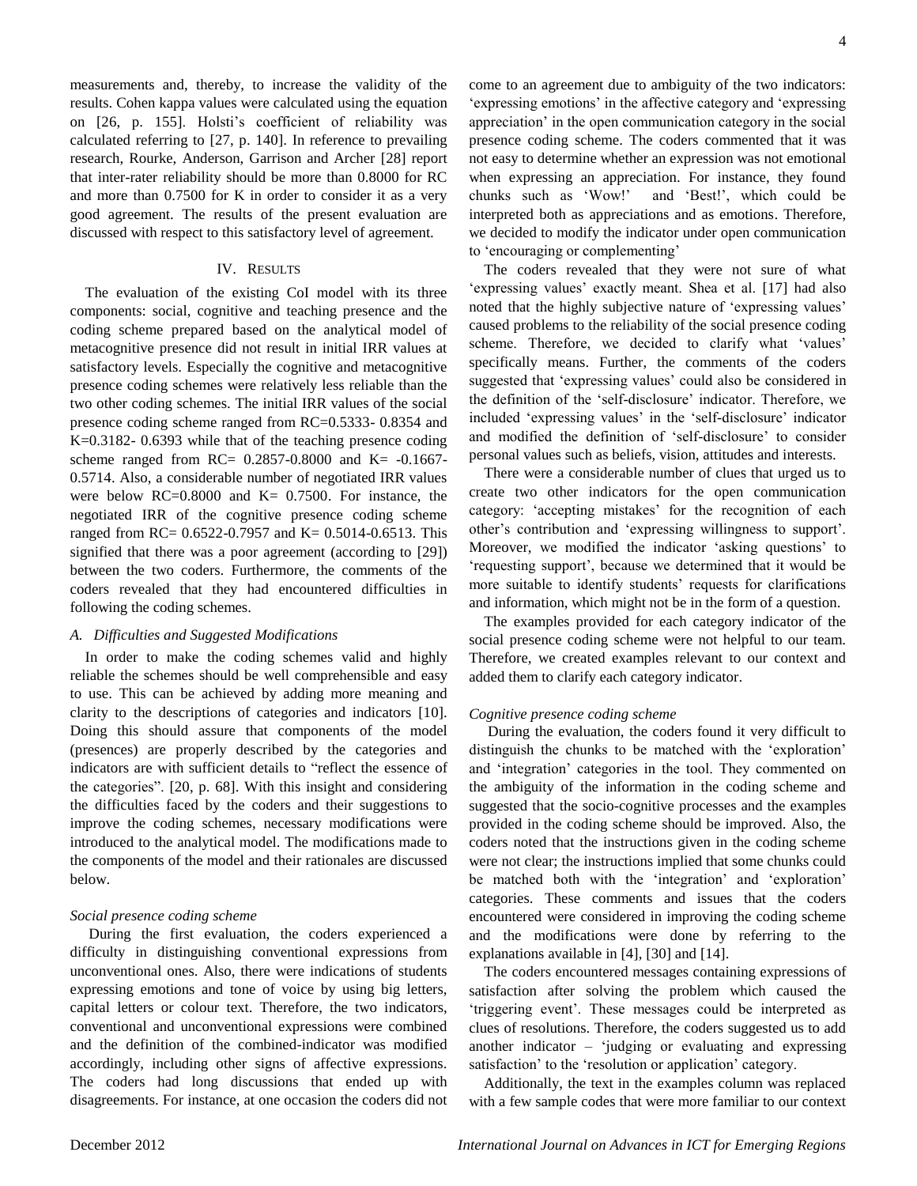measurements and, thereby, to increase the validity of the results. Cohen kappa values were calculated using the equation on [26, p. 155]. Holsti's coefficient of reliability was calculated referring to [27, p. 140]. In reference to prevailing research, Rourke, Anderson, Garrison and Archer [28] report that inter-rater reliability should be more than 0.8000 for RC and more than 0.7500 for K in order to consider it as a very good agreement. The results of the present evaluation are discussed with respect to this satisfactory level of agreement.

## IV. Results

The evaluation of the existing CoI model with its three components: social, cognitive and teaching presence and the coding scheme prepared based on the analytical model of metacognitive presence did not result in initial IRR values at satisfactory levels. Especially the cognitive and metacognitive presence coding schemes were relatively less reliable than the two other coding schemes. The initial IRR values of the social presence coding scheme ranged from RC=0.5333- 0.8354 and K=0.3182- 0.6393 while that of the teaching presence coding scheme ranged from RC= 0.2857-0.8000 and K= -0.1667-0.5714. Also, a considerable number of negotiated IRR values were below RC=0.8000 and K= 0.7500. For instance, the negotiated IRR of the cognitive presence coding scheme ranged from RC= 0.6522-0.7957 and K= 0.5014-0.6513. This signified that there was a poor agreement (according to [29]) between the two coders. Furthermore, the comments of the coders revealed that they had encountered difficulties in following the coding schemes.

### A. Difficulties and Suggested Modifications

In order to make the coding schemes valid and highly reliable the schemes should be well comprehensible and easy to use. This can be achieved by adding more meaning and clarity to the descriptions of categories and indicators [10]. Doing this should assure that components of the model (presences) are properly described by the categories and indicators are with sufficient details to "reflect the essence of the categories". [20, p. 68]. With this insight and considering the difficulties faced by the coders and their suggestions to improve the coding schemes, necessary modifications were introduced to the analytical model. The modifications made to the components of the model and their rationales are discussed below.

*Social presence coding scheme*

During the first evaluation, the coders experienced a difficulty in distinguishing conventional expressions from unconventional ones. Also, there were indications of students expressing emotions and tone of voice by using big letters, capital letters or colour text. Therefore, the two indicators, conventional and unconventional expressions were combined and the definition of the combined-indicator was modified accordingly, including other signs of affective expressions. The coders had long discussions that ended up with disagreements. For instance, at one occasion the coders did not come to an agreement due to ambiguity of the two indicators: 'expressing emotions' in the affective category and 'expressing appreciation' in the open communication category in the social presence coding scheme. The coders commented that it was not easy to determine whether an expression was not emotional when expressing an appreciation. For instance, they found chunks such as 'Wow!' and 'Best!', which could be interpreted both as appreciations and as emotions. Therefore, we decided to modify the indicator under open communication to 'encouraging or complementing'

The coders revealed that they were not sure of what 'expressing values' exactly meant. Shea et al. [17] had also noted that the highly subjective nature of 'expressing values' caused problems to the reliability of the social presence coding scheme. Therefore, we decided to clarify what 'values' specifically means. Further, the comments of the coders suggested that 'expressing values' could also be considered in the definition of the 'self-disclosure' indicator. Therefore, we included 'expressing values' in the 'self-disclosure' indicator and modified the definition of 'self-disclosure' to consider personal values such as beliefs, vision, attitudes and interests.

There were a considerable number of clues that urged us to create two other indicators for the open communication category: 'accepting mistakes' for the recognition of each other's contribution and 'expressing willingness to support'. Moreover, we modified the indicator 'asking questions' to 'requesting support', because we determined that it would be more suitable to identify students' requests for clarifications and information, which might not be in the form of a question.

The examples provided for each category indicator of the social presence coding scheme were not helpful to our team. Therefore, we created examples relevant to our context and added them to clarify each category indicator.

*Cognitive presence coding scheme*

During the evaluation, the coders found it very difficult to distinguish the chunks to be matched with the 'exploration' and 'integration' categories in the tool. They commented on the ambiguity of the information in the coding scheme and suggested that the socio-cognitive processes and the examples provided in the coding scheme should be improved. Also, the coders noted that the instructions given in the coding scheme were not clear; the instructions implied that some chunks could be matched both with the 'integration' and 'exploration' categories. These comments and issues that the coders encountered were considered in improving the coding scheme and the modifications were done by referring to the explanations available in [4], [30] and [14].

The coders encountered messages containing expressions of satisfaction after solving the problem which caused the 'triggering event'. These messages could be interpreted as clues of resolutions. Therefore, the coders suggested us to add another indicator – 'judging or evaluating and expressing satisfaction' to the 'resolution or application' category.

Additionally, the text in the examples column was replaced with a few sample codes that were more familiar to our context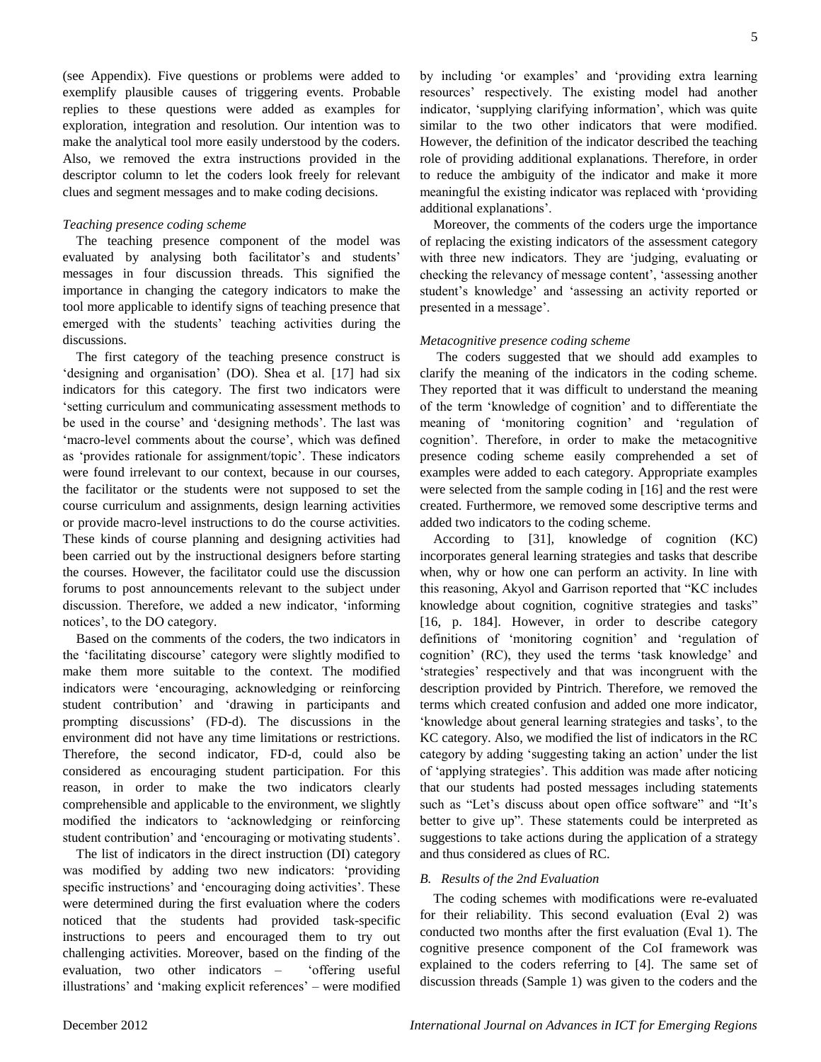(see Appendix). Five questions or problems were added to exemplify plausible causes of triggering events. Probable replies to these questions were added as examples for exploration, integration and resolution. Our intention was to make the analytical tool more easily understood by the coders. Also, we removed the extra instructions provided in the descriptor column to let the coders look freely for relevant clues and segment messages and to make coding decisions.

*Teaching presence coding scheme*

The teaching presence component of the model was evaluated by analysing both facilitator's and students' messages in four discussion threads. This signified the importance in changing the category indicators to make the tool more applicable to identify signs of teaching presence that emerged with the students' teaching activities during the discussions.

The first category of the teaching presence construct is 'designing and organisation' (DO). Shea et al. [17] had six indicators for this category. The first two indicators were 'setting curriculum and communicating assessment methods to be used in the course' and 'designing methods'. The last was 'macro-level comments about the course', which was defined as 'provides rationale for assignment/topic'. These indicators were found irrelevant to our context, because in our courses, the facilitator or the students were not supposed to set the course curriculum and assignments, design learning activities or provide macro-level instructions to do the course activities. These kinds of course planning and designing activities had been carried out by the instructional designers before starting the courses. However, the facilitator could use the discussion forums to post announcements relevant to the subject under discussion. Therefore, we added a new indicator, 'informing notices', to the DO category.

Based on the comments of the coders, the two indicators in the 'facilitating discourse' category were slightly modified to make them more suitable to the context. The modified indicators were 'encouraging, acknowledging or reinforcing student contribution' and 'drawing in participants and prompting discussions' (FD-d). The discussions in the environment did not have any time limitations or restrictions. Therefore, the second indicator, FD-d, could also be considered as encouraging student participation. For this reason, in order to make the two indicators clearly comprehensible and applicable to the environment, we slightly modified the indicators to 'acknowledging or reinforcing student contribution' and 'encouraging or motivating students'.

The list of indicators in the direct instruction (DI) category was modified by adding two new indicators: 'providing specific instructions' and 'encouraging doing activities'. These were determined during the first evaluation where the coders noticed that the students had provided task-specific instructions to peers and encouraged them to try out challenging activities. Moreover, based on the finding of the evaluation, two other indicators – 'offering useful illustrations' and 'making explicit references' – were modified by including 'or examples' and 'providing extra learning resources' respectively. The existing model had another indicator, 'supplying clarifying information', which was quite similar to the two other indicators that were modified. However, the definition of the indicator described the teaching role of providing additional explanations. Therefore, in order to reduce the ambiguity of the indicator and make it more meaningful the existing indicator was replaced with 'providing additional explanations'.

Moreover, the comments of the coders urge the importance of replacing the existing indicators of the assessment category with three new indicators. They are 'judging, evaluating or checking the relevancy of message content', 'assessing another student's knowledge' and 'assessing an activity reported or presented in a message'.

*Metacognitive presence coding scheme*

The coders suggested that we should add examples to clarify the meaning of the indicators in the coding scheme. They reported that it was difficult to understand the meaning of the term 'knowledge of cognition' and to differentiate the meaning of 'monitoring cognition' and 'regulation of cognition'. Therefore, in order to make the metacognitive presence coding scheme easily comprehended a set of examples were added to each category. Appropriate examples were selected from the sample coding in [16] and the rest were created. Furthermore, we removed some descriptive terms and added two indicators to the coding scheme.

According to [31], knowledge of cognition (KC) incorporates general learning strategies and tasks that describe when, why or how one can perform an activity. In line with this reasoning, Akyol and Garrison reported that "KC includes knowledge about cognition, cognitive strategies and tasks" [16, p. 184]. However, in order to describe category definitions of 'monitoring cognition' and 'regulation of cognition' (RC), they used the terms 'task knowledge' and 'strategies' respectively and that was incongruent with the description provided by Pintrich. Therefore, we removed the terms which created confusion and added one more indicator, 'knowledge about general learning strategies and tasks', to the KC category. Also, we modified the list of indicators in the RC category by adding 'suggesting taking an action' under the list of 'applying strategies'. This addition was made after noticing that our students had posted messages including statements such as "Let's discuss about open office software" and "It's better to give up". These statements could be interpreted as suggestions to take actions during the application of a strategy and thus considered as clues of RC.

## B. Results of the 2nd Evaluation

The coding schemes with modifications were re-evaluated for their reliability. This second evaluation (Eval 2) was conducted two months after the first evaluation (Eval 1). The cognitive presence component of the CoI framework was explained to the coders referring to [4]. The same set of discussion threads (Sample 1) was given to the coders and the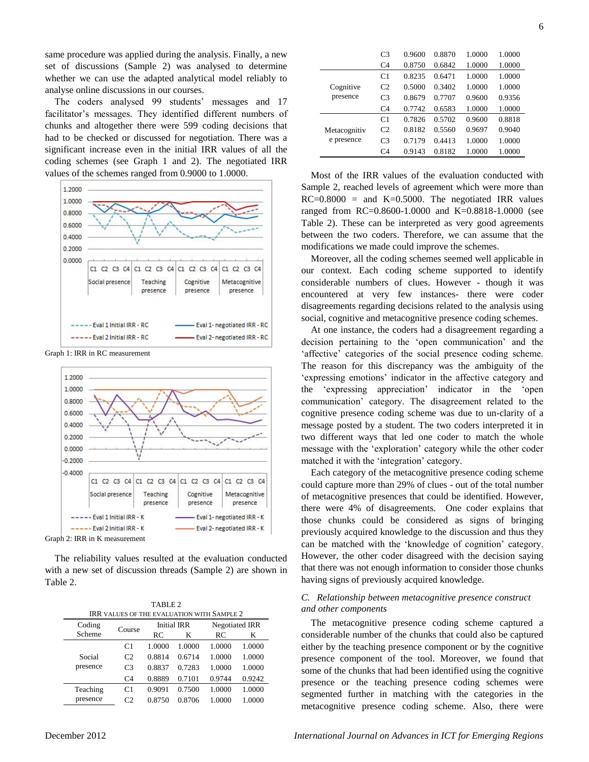same procedure was applied during the analysis. Finally, a new set of discussions (Sample 2) was analysed to determine whether we can use the adapted analytical model reliably to analyse online discussions in our courses.

The coders analysed 99 students' messages and 17 facilitator's messages. They identified different numbers of chunks and altogether there were 599 coding decisions that had to be checked or discussed for negotiation. There was a significant increase even in the initial IRR values of all the coding schemes (see Graph 1 and 2). The negotiated IRR values of the schemes ranged from 0.9000 to 1.0000.

Graph 1: IRR in RC measurement

Graph 2: IRR in K measurement

The reliability values resulted at the evaluation conducted with a new set of discussion threads (Sample 2) are shown in Table 2.

TABLE 2
IRR VALUES OF THE EVALUATION WITH SAMPLE 2

| Coding Scheme | Course | Initial IRR | | Negotiated IRR | |
|---|---|---|---|---|---|
| | | RC | K | RC | K |
| Social presence | C1 | 1.0000 | 1.0000 | 1.0000 | 1.0000 |
| | C2 | 0.8814 | 0.6714 | 1.0000 | 1.0000 |
| | C3 | 0.8837 | 0.7283 | 1.0000 | 1.0000 |
| | C4 | 0.8889 | 0.7101 | 0.9744 | 0.9242 |
| Teaching presence | C1 | 0.9091 | 0.7500 | 1.0000 | 1.0000 |
| | C2 | 0.8750 | 0.8706 | 1.0000 | 1.0000 |
| | C3 | 0.9600 | 0.8870 | 1.0000 | 1.0000 |
| | C4 | 0.8750 | 0.6842 | 1.0000 | 1.0000 |
| Cognitive presence | C1 | 0.8235 | 0.6471 | 1.0000 | 1.0000 |
| | C2 | 0.5000 | 0.3402 | 1.0000 | 1.0000 |
| | C3 | 0.8679 | 0.7707 | 0.9600 | 0.9356 |
| | C4 | 0.7742 | 0.6583 | 1.0000 | 1.0000 |
| Metacognitive presence | C1 | 0.7826 | 0.5702 | 0.9600 | 0.8818 |
| | C2 | 0.8182 | 0.5560 | 0.9697 | 0.9040 |
| | C3 | 0.7179 | 0.4413 | 1.0000 | 1.0000 |
| | C4 | 0.9143 | 0.8182 | 1.0000 | 1.0000 |

Most of the IRR values of the evaluation conducted with Sample 2, reached levels of agreement which were more than RC=0.8000 = and K=0.5000. The negotiated IRR values ranged from RC=0.8600-1.0000 and K=0.8818-1.0000 (see Table 2). These can be interpreted as very good agreements between the two coders. Therefore, we can assume that the modifications we made could improve the schemes.

Moreover, all the coding schemes seemed well applicable in our context. Each coding scheme supported to identify considerable numbers of clues. However - though it was encountered at very few instances- there were coder disagreements regarding decisions related to the analysis using social, cognitive and metacognitive presence coding schemes.

At one instance, the coders had a disagreement regarding a decision pertaining to the 'open communication' and the 'affective' categories of the social presence coding scheme. The reason for this discrepancy was the ambiguity of the 'expressing emotions' indicator in the affective category and the 'expressing appreciation' indicator in the 'open communication' category. The disagreement related to the cognitive presence coding scheme was due to un-clarity of a message posted by a student. The two coders interpreted it in two different ways that led one coder to match the whole message with the 'exploration' category while the other coder matched it with the 'integration' category.

Each category of the metacognitive presence coding scheme could capture more than 29% of clues - out of the total number of metacognitive presences that could be identified. However, there were 4% of disagreements. One coder explains that those chunks could be considered as signs of bringing previously acquired knowledge to the discussion and thus they can be matched with the 'knowledge of cognition' category. However, the other coder disagreed with the decision saying that there was not enough information to consider those chunks having signs of previously acquired knowledge.

### *C. Relationship between metacognitive presence construct and other components*

The metacognitive presence coding scheme captured a considerable number of the chunks that could also be captured either by the teaching presence component or by the cognitive presence component of the tool. Moreover, we found that some of the chunks that had been identified using the cognitive presence or the teaching presence coding schemes were segmented further in matching with the categories in the metacognitive presence coding scheme. Also, there were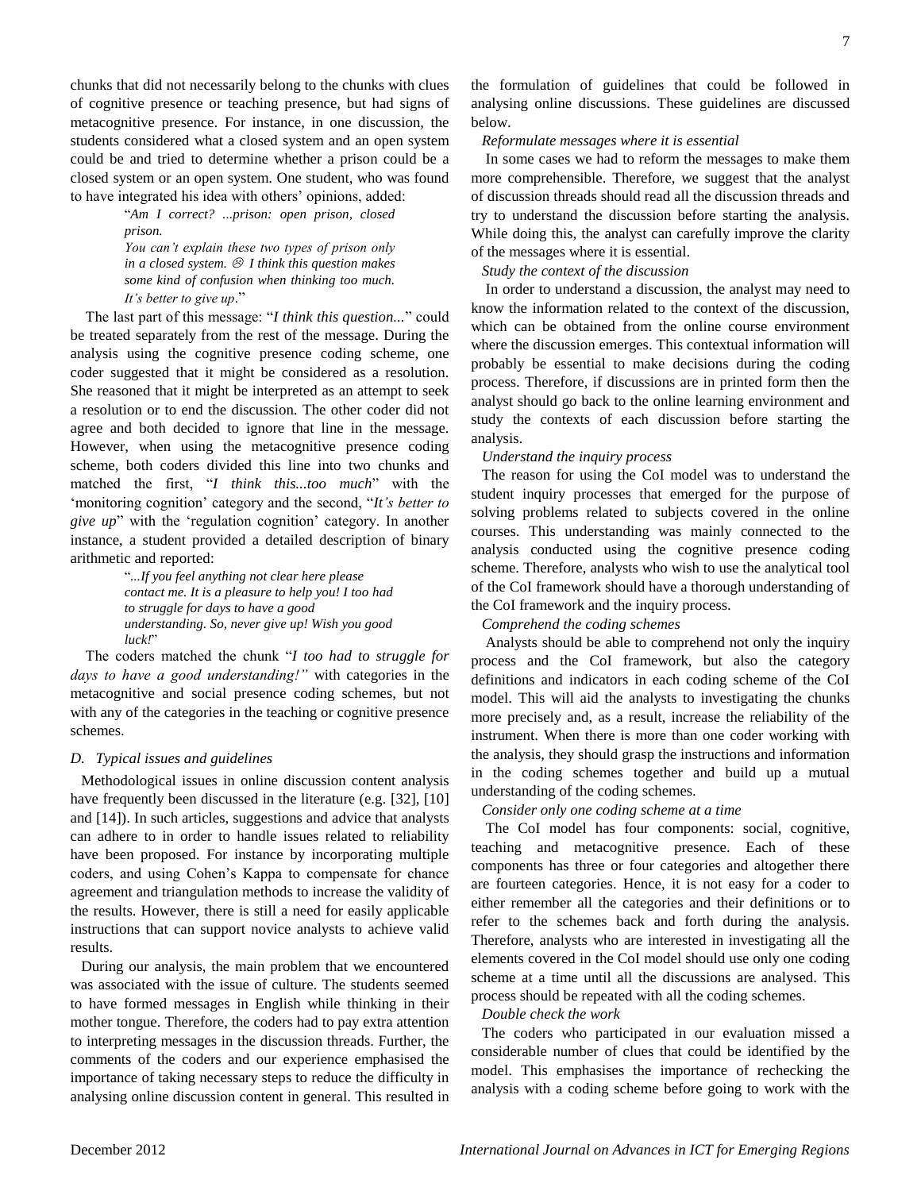chunks that did not necessarily belong to the chunks with clues of cognitive presence or teaching presence, but had signs of metacognitive presence. For instance, in one discussion, the students considered what a closed system and an open system could be and tried to determine whether a prison could be a closed system or an open system. One student, who was found to have integrated his idea with others' opinions, added:

> "*Am I correct? ...prison: open prison, closed prison.*
> *You can't explain these two types of prison only in a closed system. ☹ I think this question makes some kind of confusion when thinking too much. It's better to give up*."

The last part of this message: "*I think this question...*" could be treated separately from the rest of the message. During the analysis using the cognitive presence coding scheme, one coder suggested that it might be considered as a resolution. She reasoned that it might be interpreted as an attempt to seek a resolution or to end the discussion. The other coder did not agree and both decided to ignore that line in the message. However, when using the metacognitive presence coding scheme, both coders divided this line into two chunks and matched the first, "*I think this...too much*" with the 'monitoring cognition' category and the second, "*It's better to give up*" with the 'regulation cognition' category. In another instance, a student provided a detailed description of binary arithmetic and reported:

> "*...If you feel anything not clear here please contact me. It is a pleasure to help you! I too had to struggle for days to have a good understanding. So, never give up! Wish you good luck!*"

The coders matched the chunk "*I too had to struggle for days to have a good understanding!"* with categories in the metacognitive and social presence coding schemes, but not with any of the categories in the teaching or cognitive presence schemes.

### D. Typical issues and guidelines

Methodological issues in online discussion content analysis have frequently been discussed in the literature (e.g. [32], [10] and [14]). In such articles, suggestions and advice that analysts can adhere to in order to handle issues related to reliability have been proposed. For instance by incorporating multiple coders, and using Cohen's Kappa to compensate for chance agreement and triangulation methods to increase the validity of the results. However, there is still a need for easily applicable instructions that can support novice analysts to achieve valid results.

During our analysis, the main problem that we encountered was associated with the issue of culture. The students seemed to have formed messages in English while thinking in their mother tongue. Therefore, the coders had to pay extra attention to interpreting messages in the discussion threads. Further, the comments of the coders and our experience emphasised the importance of taking necessary steps to reduce the difficulty in analysing online discussion content in general. This resulted in the formulation of guidelines that could be followed in analysing online discussions. These guidelines are discussed below.

*Reformulate messages where it is essential*

In some cases we had to reform the messages to make them more comprehensible. Therefore, we suggest that the analyst of discussion threads should read all the discussion threads and try to understand the discussion before starting the analysis. While doing this, the analyst can carefully improve the clarity of the messages where it is essential.

*Study the context of the discussion*

In order to understand a discussion, the analyst may need to know the information related to the context of the discussion, which can be obtained from the online course environment where the discussion emerges. This contextual information will probably be essential to make decisions during the coding process. Therefore, if discussions are in printed form then the analyst should go back to the online learning environment and study the contexts of each discussion before starting the analysis.

*Understand the inquiry process*

The reason for using the CoI model was to understand the student inquiry processes that emerged for the purpose of solving problems related to subjects covered in the online courses. This understanding was mainly connected to the analysis conducted using the cognitive presence coding scheme. Therefore, analysts who wish to use the analytical tool of the CoI framework should have a thorough understanding of the CoI framework and the inquiry process.

*Comprehend the coding schemes*

Analysts should be able to comprehend not only the inquiry process and the CoI framework, but also the category definitions and indicators in each coding scheme of the CoI model. This will aid the analysts to investigating the chunks more precisely and, as a result, increase the reliability of the instrument. When there is more than one coder working with the analysis, they should grasp the instructions and information in the coding schemes together and build up a mutual understanding of the coding schemes.

*Consider only one coding scheme at a time*

The CoI model has four components: social, cognitive, teaching and metacognitive presence. Each of these components has three or four categories and altogether there are fourteen categories. Hence, it is not easy for a coder to either remember all the categories and their definitions or to refer to the schemes back and forth during the analysis. Therefore, analysts who are interested in investigating all the elements covered in the CoI model should use only one coding scheme at a time until all the discussions are analysed. This process should be repeated with all the coding schemes.

*Double check the work*

The coders who participated in our evaluation missed a considerable number of clues that could be identified by the model. This emphasises the importance of rechecking the analysis with a coding scheme before going to work with the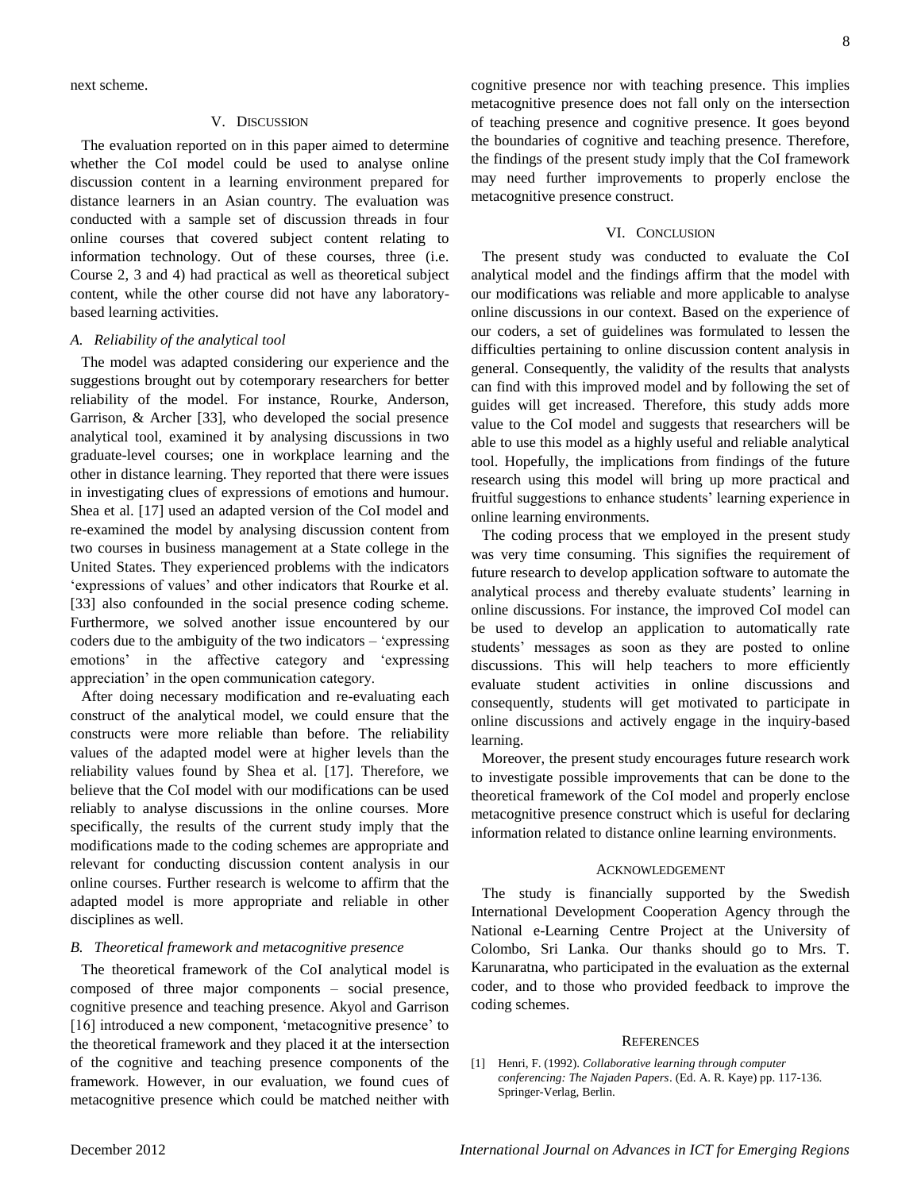next scheme.

## V. Discussion

The evaluation reported on in this paper aimed to determine whether the CoI model could be used to analyse online discussion content in a learning environment prepared for distance learners in an Asian country. The evaluation was conducted with a sample set of discussion threads in four online courses that covered subject content relating to information technology. Out of these courses, three (i.e. Course 2, 3 and 4) had practical as well as theoretical subject content, while the other course did not have any laboratory-based learning activities.

### A. Reliability of the analytical tool

The model was adapted considering our experience and the suggestions brought out by cotemporary researchers for better reliability of the model. For instance, Rourke, Anderson, Garrison, & Archer [33], who developed the social presence analytical tool, examined it by analysing discussions in two graduate-level courses; one in workplace learning and the other in distance learning. They reported that there were issues in investigating clues of expressions of emotions and humour. Shea et al. [17] used an adapted version of the CoI model and re-examined the model by analysing discussion content from two courses in business management at a State college in the United States. They experienced problems with the indicators 'expressions of values' and other indicators that Rourke et al. [33] also confounded in the social presence coding scheme. Furthermore, we solved another issue encountered by our coders due to the ambiguity of the two indicators – 'expressing emotions' in the affective category and 'expressing appreciation' in the open communication category.

After doing necessary modification and re-evaluating each construct of the analytical model, we could ensure that the constructs were more reliable than before. The reliability values of the adapted model were at higher levels than the reliability values found by Shea et al. [17]. Therefore, we believe that the CoI model with our modifications can be used reliably to analyse discussions in the online courses. More specifically, the results of the current study imply that the modifications made to the coding schemes are appropriate and relevant for conducting discussion content analysis in our online courses. Further research is welcome to affirm that the adapted model is more appropriate and reliable in other disciplines as well.

### B. Theoretical framework and metacognitive presence

The theoretical framework of the CoI analytical model is composed of three major components – social presence, cognitive presence and teaching presence. Akyol and Garrison [16] introduced a new component, 'metacognitive presence' to the theoretical framework and they placed it at the intersection of the cognitive and teaching presence components of the framework. However, in our evaluation, we found cues of metacognitive presence which could be matched neither with cognitive presence nor with teaching presence. This implies metacognitive presence does not fall only on the intersection of teaching presence and cognitive presence. It goes beyond the boundaries of cognitive and teaching presence. Therefore, the findings of the present study imply that the CoI framework may need further improvements to properly enclose the metacognitive presence construct.

## VI. Conclusion

The present study was conducted to evaluate the CoI analytical model and the findings affirm that the model with our modifications was reliable and more applicable to analyse online discussions in our context. Based on the experience of our coders, a set of guidelines was formulated to lessen the difficulties pertaining to online discussion content analysis in general. Consequently, the validity of the results that analysts can find with this improved model and by following the set of guides will get increased. Therefore, this study adds more value to the CoI model and suggests that researchers will be able to use this model as a highly useful and reliable analytical tool. Hopefully, the implications from findings of the future research using this model will bring up more practical and fruitful suggestions to enhance students' learning experience in online learning environments.

The coding process that we employed in the present study was very time consuming. This signifies the requirement of future research to develop application software to automate the analytical process and thereby evaluate students' learning in online discussions. For instance, the improved CoI model can be used to develop an application to automatically rate students' messages as soon as they are posted to online discussions. This will help teachers to more efficiently evaluate student activities in online discussions and consequently, students will get motivated to participate in online discussions and actively engage in the inquiry-based learning.

Moreover, the present study encourages future research work to investigate possible improvements that can be done to the theoretical framework of the CoI model and properly enclose metacognitive presence construct which is useful for declaring information related to distance online learning environments.

## Acknowledgement

The study is financially supported by the Swedish International Development Cooperation Agency through the National e-Learning Centre Project at the University of Colombo, Sri Lanka. Our thanks should go to Mrs. T. Karunaratna, who participated in the evaluation as the external coder, and to those who provided feedback to improve the coding schemes.

## References

[1] Henri, F. (1992). *Collaborative learning through computer conferencing: The Najaden Papers*. (Ed. A. R. Kaye) pp. 117-136. Springer-Verlag, Berlin.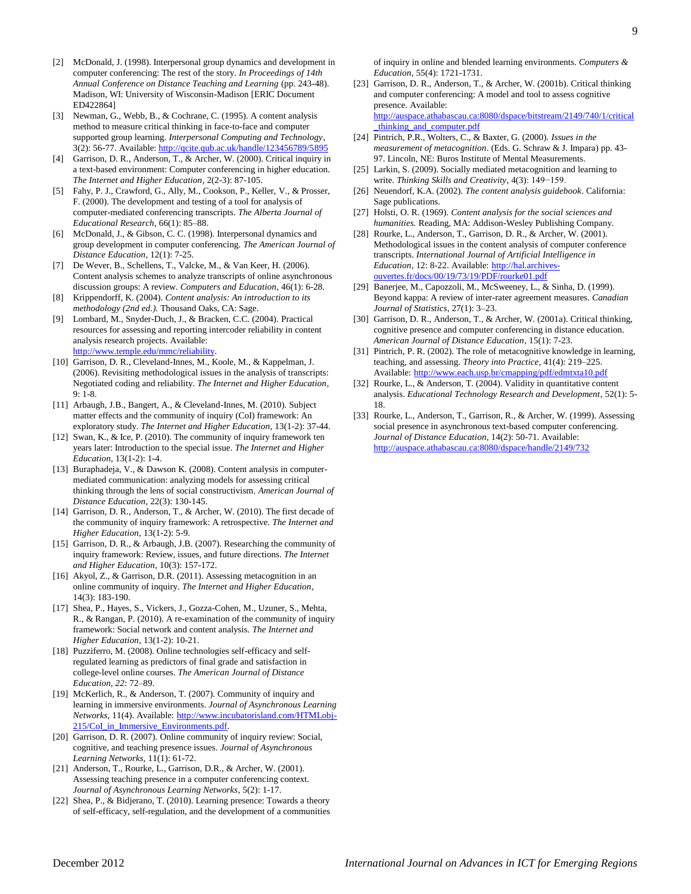[2] McDonald, J. (1998). Interpersonal group dynamics and development in computer conferencing: The rest of the story. *In Proceedings of 14th Annual Conference on Distance Teaching and Learning* (pp. 243-48). Madison, WI: University of Wisconsin-Madison [ERIC Document ED422864]

[3] Newman, G., Webb, B., & Cochrane, C. (1995). A content analysis method to measure critical thinking in face-to-face and computer supported group learning. *Interpersonal Computing and Technology*, 3(2): 56-77. Available: http://qcite.qub.ac.uk/handle/123456789/5895

[4] Garrison, D. R., Anderson, T., & Archer, W. (2000). Critical inquiry in a text-based environment: Computer conferencing in higher education. *The Internet and Higher Education*, 2(2-3): 87-105.

[5] Fahy, P. J., Crawford, G., Ally, M., Cookson, P., Keller, V., & Prosser, F. (2000). The development and testing of a tool for analysis of computer-mediated conferencing transcripts. *The Alberta Journal of Educational Research*, 66(1): 85–88.

[6] McDonald, J., & Gibson, C. C. (1998). Interpersonal dynamics and group development in computer conferencing. *The American Journal of Distance Education*, 12(1): 7-25.

[7] De Wever, B., Schellens, T., Valcke, M., & Van Keer, H. (2006). Content analysis schemes to analyze transcripts of online asynchronous discussion groups: A review. *Computers and Education*, 46(1): 6-28.

[8] Krippendorff, K. (2004). *Content analysis: An introduction to its methodology (2nd ed.).* Thousand Oaks, CA: Sage.

[9] Lombard, M., Snyder-Duch, J., & Bracken, C.C. (2004). Practical resources for assessing and reporting intercoder reliability in content analysis research projects. Available: http://www.temple.edu/mmc/reliability.

[10] Garrison, D. R., Cleveland-Innes, M., Koole, M., & Kappelman, J. (2006). Revisiting methodological issues in the analysis of transcripts: Negotiated coding and reliability. *The Internet and Higher Education*, 9: 1-8.

[11] Arbaugh, J.B., Bangert, A., & Cleveland-Innes, M. (2010). Subject matter effects and the community of inquiry (CoI) framework: An exploratory study. *The Internet and Higher Education*, 13(1-2): 37-44.

[12] Swan, K., & Ice, P. (2010). The community of inquiry framework ten years later: Introduction to the special issue. *The Internet and Higher Education*, 13(1-2): 1-4.

[13] Buraphadeja, V., & Dawson K. (2008). Content analysis in computer-mediated communication: analyzing models for assessing critical thinking through the lens of social constructivism. *American Journal of Distance Education*, 22(3): 130-145.

[14] Garrison, D. R., Anderson, T., & Archer, W. (2010). The first decade of the community of inquiry framework: A retrospective. *The Internet and Higher Education*, 13(1-2): 5-9.

[15] Garrison, D. R., & Arbaugh, J.B. (2007). Researching the community of inquiry framework: Review, issues, and future directions. *The Internet and Higher Education*, 10(3): 157-172.

[16] Akyol, Z., & Garrison, D.R. (2011). Assessing metacognition in an online community of inquiry. *The Internet and Higher Education*, 14(3): 183-190.

[17] Shea, P., Hayes, S., Vickers, J., Gozza-Cohen, M., Uzuner, S., Mehta, R., & Rangan, P. (2010). A re-examination of the community of inquiry framework: Social network and content analysis. *The Internet and Higher Education*, 13(1-2): 10-21.

[18] Puzziferro, M. (2008). Online technologies self-efficacy and self-regulated learning as predictors of final grade and satisfaction in college-level online courses. *The American Journal of Distance Education, 22*: 72–89.

[19] McKerlich, R., & Anderson, T. (2007). Community of inquiry and learning in immersive environments. *Journal of Asynchronous Learning Networks*, 11(4). Available: http://www.incubatorisland.com/HTMLobj-215/CoI_in_Immersive_Environments.pdf.

[20] Garrison, D. R. (2007). Online community of inquiry review: Social, cognitive, and teaching presence issues. *Journal of Asynchronous Learning Networks*, 11(1): 61-72.

[21] Anderson, T., Rourke, L., Garrison, D.R., & Archer, W. (2001). Assessing teaching presence in a computer conferencing context. *Journal of Asynchronous Learning Networks*, 5(2): 1-17.

[22] Shea, P., & Bidjerano, T. (2010). Learning presence: Towards a theory of self-efficacy, self-regulation, and the development of a communities of inquiry in online and blended learning environments. *Computers & Education*, 55(4): 1721-1731.

[23] Garrison, D. R., Anderson, T., & Archer, W. (2001b). Critical thinking and computer conferencing: A model and tool to assess cognitive presence. Available: http://auspace.athabascau.ca:8080/dspace/bitstream/2149/740/1/critical_thinking_and_computer.pdf

[24] Pintrich, P.R., Wolters, C., & Baxter, G. (2000). *Issues in the measurement of metacognition*. (Eds. G. Schraw & J. Impara) pp. 43-97. Lincoln, NE: Buros Institute of Mental Measurements.

[25] Larkin, S. (2009). Socially mediated metacognition and learning to write. *Thinking Skills and Creativity*, 4(3): 149–159.

[26] Neuendorf, K.A. (2002). *The content analysis guidebook*. California: Sage publications.

[27] Holsti, O. R. (1969). *Content analysis for the social sciences and humanities.* Reading, MA: Addison-Wesley Publishing Company.

[28] Rourke, L., Anderson, T., Garrison, D. R., & Archer, W. (2001). Methodological issues in the content analysis of computer conference transcripts. *International Journal of Artificial Intelligence in Education*, 12: 8-22. Available: http://hal.archives-ouvertes.fr/docs/00/19/73/19/PDF/rourke01.pdf

[29] Banerjee, M., Capozzoli, M., McSweeney, L., & Sinha, D. (1999). Beyond kappa: A review of inter-rater agreement measures. *Canadian Journal of Statistics*, 27(1): 3–23.

[30] Garrison, D. R., Anderson, T., & Archer, W. (2001a). Critical thinking, cognitive presence and computer conferencing in distance education. *American Journal of Distance Education*, 15(1): 7-23.

[31] Pintrich, P. R. (2002). The role of metacognitive knowledge in learning, teaching, and assessing. *Theory into Practice*, 41(4): 219–225. Available: http://www.each.usp.br/cmapping/pdf/edmtxta10.pdf

[32] Rourke, L., & Anderson, T. (2004). Validity in quantitative content analysis. *Educational Technology Research and Development*, 52(1): 5-18.

[33] Rourke, L., Anderson, T., Garrison, R., & Archer, W. (1999). Assessing social presence in asynchronous text-based computer conferencing. *Journal of Distance Education*, 14(2): 50-71. Available: http://auspace.athabascau.ca:8080/dspace/handle/2149/732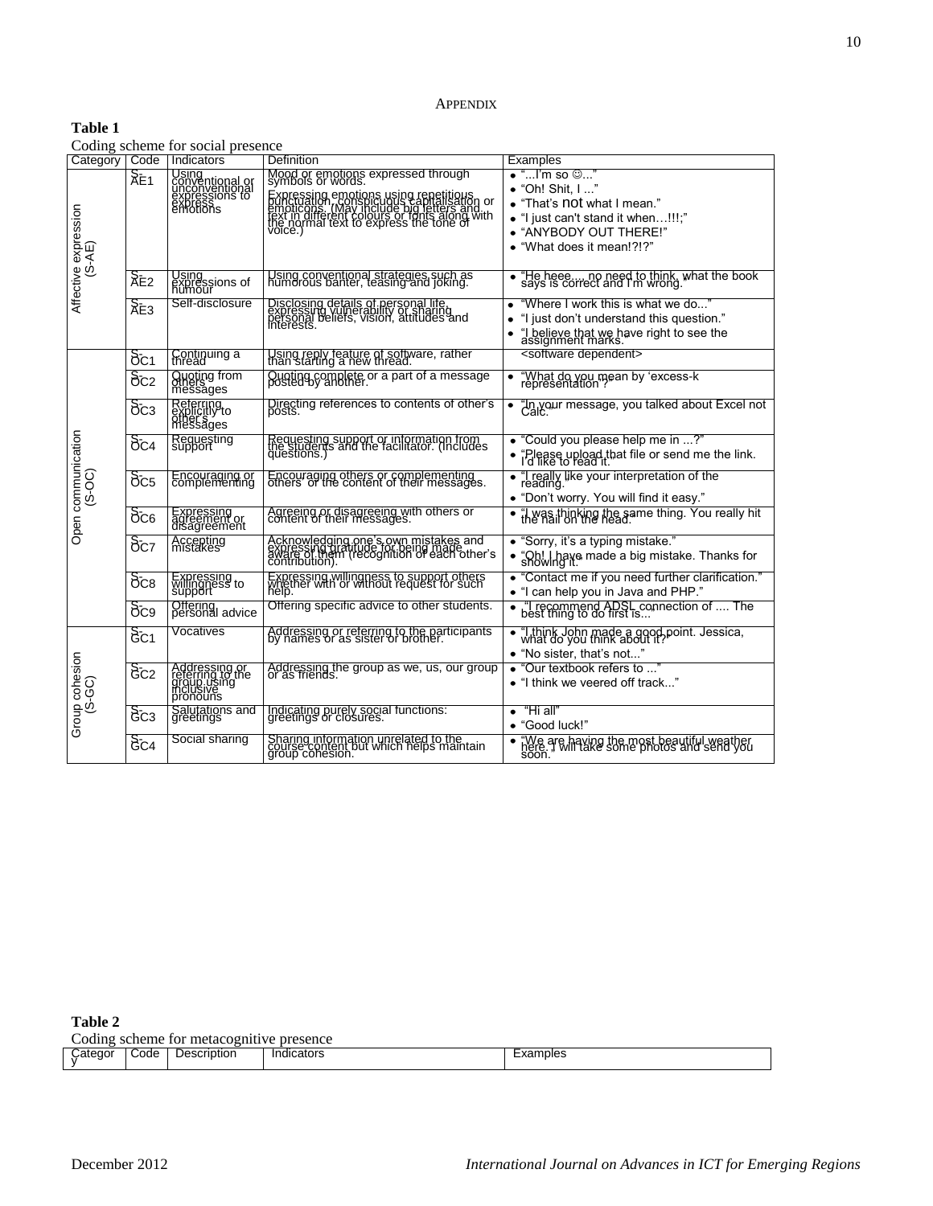APPENDIX

**Table 1**

Coding scheme for social presence

| Category | Code | Indicators | Definition | Examples |
|---|---|---|---|---|
| Affective expression (S-AE) | S-AE1 | Using conventional or unconventional expressions to express emotions | Mood or emotions expressed through symbols or words. Expressing emotions using repetitious punctuation, conspicuous capitalisation or emoticons. (May include big letters and text in different colours or fonts along with the normal text to express the tone of voice.) | • "...I'm so ☺..." • "Oh! Shit, I ..." • "That's not what I mean." • "I just can't stand it when…!!!;" • "ANYBODY OUT THERE!" • "What does it mean!?!?" |
| | S-AE2 | Using expressions of humour | Using conventional strategies such as humorous banter, teasing and joking. | • "He heee.... no need to think, what the book says is correct and I'm wrong." |
| | S-AE3 | Self-disclosure | Disclosing details of personal life, expressing vulnerability or sharing personal beliefs, vision, attitudes and interests. | • "Where I work this is what we do..." • "I just don't understand this question." • "I believe that we have right to see the assignment marks." |
| Open communication (S-OC) | S-OC1 | Continuing a thread | Using reply feature of software, rather than starting a new thread. | <software dependent> |
| | S-OC2 | Quoting from others' messages | Quoting complete or a part of a message posted by another. | • "What do you mean by 'excess-k representation'?" |
| | S-OC3 | Referring explicitly to other's messages | Directing references to contents of other's posts. | • "In your message, you talked about Excel not Calc." |
| | S-OC4 | Requesting support | Requesting support or information from the students and the facilitator. (Includes questions.) | • "Could you please help me in ...?" • "Please upload that file or send me the link. I'd like to read it." |
| | S-OC5 | Encouraging or complementing | Encouraging others or complementing others' or the content of their messages. | • "I really like your interpretation of the reading." • "Don't worry. You will find it easy." |
| | S-OC6 | Expressing agreement or disagreement | Agreeing or disagreeing with others or content of their messages. | • "I was thinking the same thing. You really hit the nail on the head." |
| | S-OC7 | Accepting mistakes | Acknowledging one's own mistakes and expressing gratitude for being made aware of them (recognition of each other's contribution). | • "Sorry, it's a typing mistake." • "Oh! I have made a big mistake. Thanks for showing it." |
| | S-OC8 | Expressing willingness to support | Expressing willingness to support others whether with or without request for such help. | • "Contact me if you need further clarification." • "I can help you in Java and PHP." |
| | S-OC9 | Offering personal advice | Offering specific advice to other students. | • "I recommend ADSL connection of .... The best thing to do first is..." |
| Group cohesion (S-GC) | S-GC1 | Vocatives | Addressing or referring to the participants by names or as sister or brother. | • "I think John made a good point. Jessica, what do you think about it?" • "No sister, that's not..." |
| | S-GC2 | Addressing or referring to the group using inclusive pronouns | Addressing the group as we, us, our group or as friends. | • "Our textbook refers to ..." • "I think we veered off track..." |
| | S-GC3 | Salutations and greetings | Indicating purely social functions: greetings or closures. | • "Hi all" • "Good luck!" |
| | S-GC4 | Social sharing | Sharing information unrelated to the course content but which helps maintain group cohesion. | • "We are having the most beautiful weather here. I will take some photos and send you soon." |

**Table 2**

Coding scheme for metacognitive presence

| Category | Code | Description | Indicators | Examples |
|---|---|---|---|---|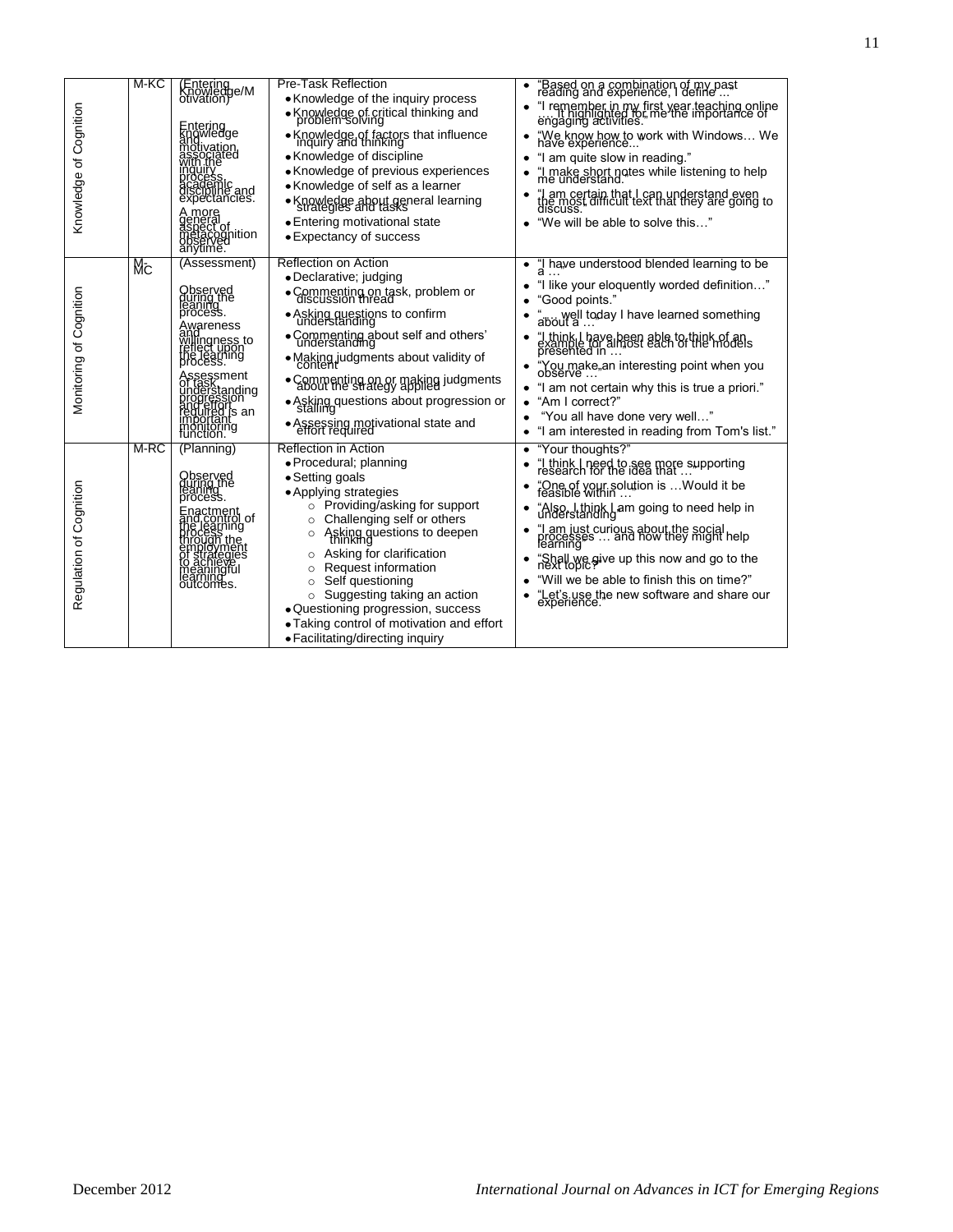| | | | | |
|---|---|---|---|---|
| Knowledge of Cognition | M-KC | (Entering Knowledge/Motivation)<br><br>Entering knowledge and motivation associated with the inquiry process, academic discipline and expectancies.<br><br>A more general aspect of metacognition observed anytime. | Pre-Task Reflection<br>• Knowledge of the inquiry process<br>• Knowledge of critical thinking and problem solving<br>• Knowledge of factors that influence inquiry and thinking<br>• Knowledge of discipline<br>• Knowledge of previous experiences<br>• Knowledge of self as a learner<br>• Knowledge about general learning strategies and tasks<br>• Entering motivational state<br>• Expectancy of success | • "Based on a combination of my past reading and experience, I define ..."<br>• "I remember in my first year teaching online … It highlighted for me the importance of engaging activities."<br>• "We know how to work with Windows… We have experience..."<br>• "I am quite slow in reading."<br>• "I make short notes while listening to help me understand."<br>• "I am certain that I can understand even the most difficult text that they are going to discuss."<br>• "We will be able to solve this…" |
| Monitoring of Cognition | M-MC | (Assessment)<br><br>Observed during the leaning process.<br><br>Awareness and willingness to reflect upon the learning process.<br><br>Assessment of task, understanding progression and effort required is an important monitoring function. | Reflection on Action<br>• Declarative; judging<br>• Commenting on task, problem or discussion thread<br>• Asking questions to confirm understanding<br>• Commenting about self and others' understanding<br>• Making judgments about validity of content<br>• Commenting on or making judgments about the strategy applied<br>• Asking questions about progression or stalling<br>• Assessing motivational state and effort required | • "I have understood blended learning to be a …"<br>• "I like your eloquently worded definition…"<br>• "Good points."<br>• "… well today I have learned something about a …"<br>• "I think I have been able to think of an example for almost each of the models presented in …"<br>• "You make an interesting point when you observe …"<br>• "I am not certain why this is true a priori."<br>• "Am I correct?"<br>• "You all have done very well…"<br>• "I am interested in reading from Tom's list." |
| Regulation of Cognition | M-RC | (Planning)<br><br>Observed during the leaning process.<br><br>Enactment and control of the learning process through the employment of strategies to achieve meaningful learning outcomes. | Reflection in Action<br>• Procedural; planning<br>• Setting goals<br>• Applying strategies<br>  ○ Providing/asking for support<br>  ○ Challenging self or others<br>  ○ Asking questions to deepen thinking<br>  ○ Asking for clarification<br>  ○ Request information<br>  ○ Self questioning<br>  ○ Suggesting taking an action<br>• Questioning progression, success<br>• Taking control of motivation and effort<br>• Facilitating/directing inquiry | • "Your thoughts?"<br>• "I think I need to see more supporting research for the idea that …"<br>• "One of your solution is …Would it be feasible within …"<br>• "Also, I think I am going to need help in understanding"<br>• "I am just curious about the social processes … and how they might help learning"<br>• "Shall we give up this now and go to the next topic?"<br>• "Will we be able to finish this on time?"<br>• "Let's use the new software and share our experience." |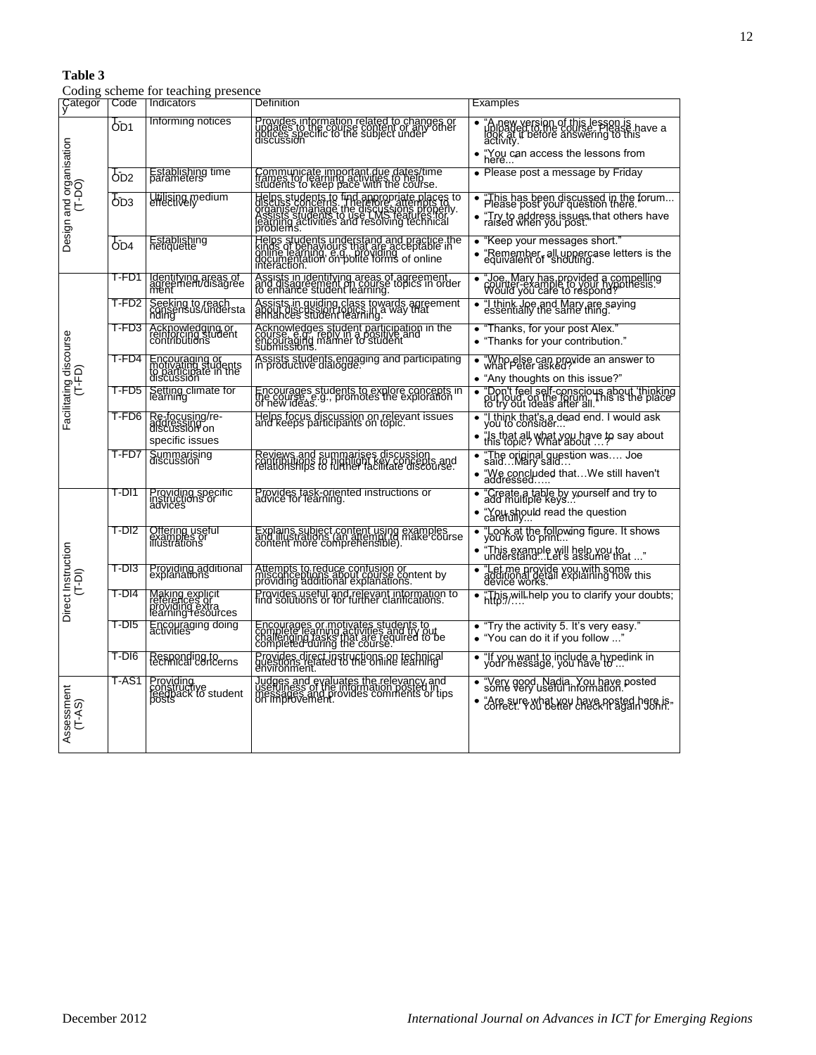**Table 3**

Coding scheme for teaching presence

| Category | Code | Indicators | Definition | Examples |
|---|---|---|---|---|
| Design and organisation (T-DO) | T-OD1 | Informing notices | Provides information related to changes or updates to the course content or any other notices specific to the subject under discussion | • "A new version of this lesson is uploaded to the course. Please have a look at it before answering to this activity." • "You can access the lessons from here..." |
| | T-OD2 | Establishing time parameters | Communicate important due dates/time frames for learning activities to help students to keep pace with the course. | • Please post a message by Friday |
| | T-OD3 | Utilising medium effectively | Helps students to find appropriate places to discuss concerns. Therefore, attempts to organise/manage the discussions properly. Assists students to use LMS features for learning activities and resolving technical problems. | • "This has been discussed in the forum... Please post your question there." • "Try to address issues that others have raised when you post." |
| | T-OD4 | Establishing netiquette | Helps students understand and practice the kinds of behaviours that are acceptable in online learning, e.g., providing documentation on polite forms of online interaction. | • "Keep your messages short." • "Remember, all uppercase letters is the equivalent of "shouting." |
| Facilitating discourse (T-FD) | T-FD1 | Identifying areas of agreement/disagreement | Assists in identifying areas of agreement and disagreement on course topics in order to enhance student learning. | • "Joe, Mary has provided a compelling counter-example to your hypothesis. Would you care to respond?" |
| | T-FD2 | Seeking to reach consensus/understanding | Assists in guiding class towards agreement about discussion topics in a way that enhances student learning. | • "I think Joe and Mary are saying essentially the same thing." |
| | T-FD3 | Acknowledging or reinforcing student contributions | Acknowledges student participation in the course, e.g., reply in a positive and encouraging manner to student submissions. | • "Thanks, for your post Alex." • "Thanks for your contribution." |
| | T-FD4 | Encouraging or motivating students to participate in the discussion | Assists students engaging and participating in productive dialogue. | • "Who else can provide an answer to what Peter asked?" • "Any thoughts on this issue?" |
| | T-FD5 | Setting climate for learning | Encourages students to explore concepts in the course, e.g., promotes the exploration of new ideas. | • "Don't feel self-conscious about 'thinking out loud' on the forum. This is the place to try out ideas after all." |
| | T-FD6 | Re-focusing/re-addressing discussion on specific issues | Helps focus discussion on relevant issues and keeps participants on topic. | • "I think that's a dead end. I would ask you to consider..." • "Is that all what you have to say about this topic? What about …?" |
| | T-FD7 | Summarising discussion | Reviews and summarises discussion contributions to highlight key concepts and relationships to further facilitate discourse. | • "The original question was…. Joe said…Mary said…" • "We concluded that…We still haven't addressed….. |
| Direct Instruction (T-DI) | T-DI1 | Providing specific instructions or advices | Provides task-oriented instructions or advice for learning. | • "Create a table by yourself and try to add multiple keys..." • "You should read the question carefully..." |
| | T-DI2 | Offering useful examples or illustrations | Explains subject content using examples and illustrations (an attempt to make course content more comprehensible). | • "Look at the following figure. It shows you how to print..." • "This example will help you to understand...Let's assume that ..." |
| | T-DI3 | Providing additional explanations | Attempts to reduce confusion or misconceptions about course content by providing additional explanations. | • "Let me provide you with some additional detail explaining how this device works." |
| | T-DI4 | Making explicit references or providing extra learning resources | Provides useful and relevant information to find solutions or for further clarifications. | • "This will help you to clarify your doubts; http://…. |
| | T-DI5 | Encouraging doing activities | Encourages or motivates students to complete learning activities and try out challenging tasks that are required to be completed during the course. | • "Try the activity 5. It's very easy." • "You can do it if you follow ..." |
| | T-DI6 | Responding to technical concerns | Provides direct instructions on technical questions related to the online learning environment. | • "If you want to include a hyperlink in your message, you have to ..." |
| Assessment (T-AS) | T-AS1 | Providing constructive feedback to student posts | Judges and evaluates the relevancy and usefulness of the information posted in messages and provides comments or tips on improvement. | • "Very good, Nadia. You have posted some very useful information." • "Are sure what you have posted here is correct. You better check it again John." |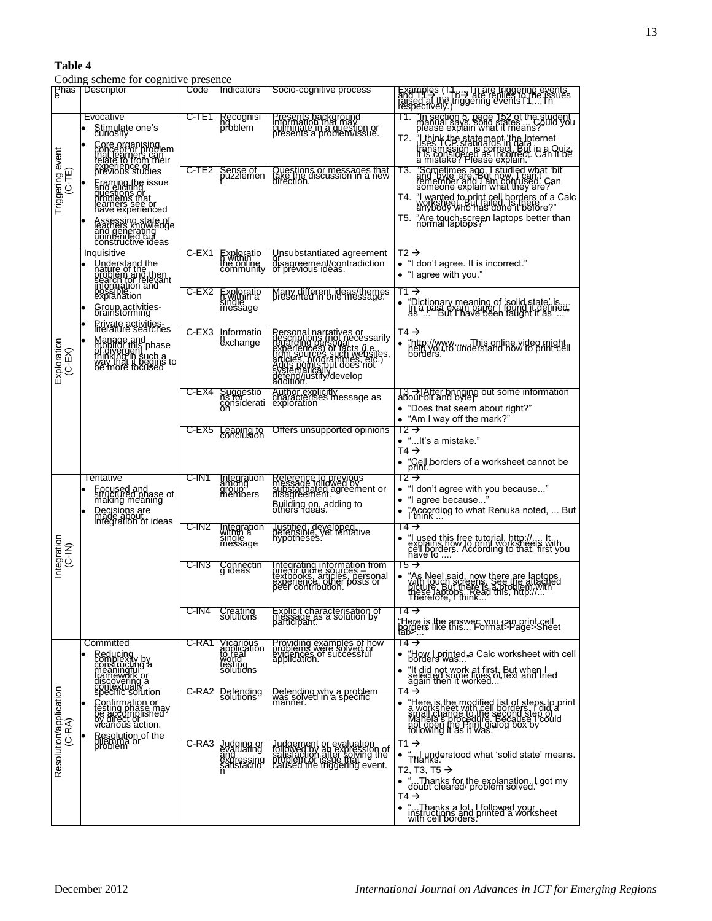**Table 4**

Coding scheme for cognitive presence

| Phase | Descriptor | Code | Indicators | Socio-cognitive process | Examples (T1,..,Tn are triggering events and T1→ ... Tn→ are replies to the issues raised at the triggering events T1,..,Tn respectively.) |
|---|---|---|---|---|---|
| Triggering event (C-TE) | Evocative<br>• Stimulate one's curiosity<br>• Core organising concept or problem that learners can relate to from their experience or previous studies<br>• Framing the issue and eliciting questions or problems that learners see or have experienced<br>• Assessing state of learners knowledge and generating unintended but constructive ideas | C-TE1 | Recognising problem | Presents background information that may culminate in a question or presents a problem/issue. | T1. "In section 5, page 152 of the student manual says, solid states ... Could you please explain what it means?"<br>T2. "I think the statement 'the Internet uses TCP standards in data transmission' is correct. But in a Quiz, it is considered as incorrect. Can it be a mistake? Please explain." |
| | | C-TE2 | Sense of puzzlement | Questions or messages that take the discussion in a new direction. | T3. "Sometimes ago, I studied what 'bit' and 'byte' are. But now, I can't remember and I am confused. Can someone explain what they are?"<br>T4. "I wanted to print cell borders of a Calc worksheet. But failed. Is there anybody who has done it before?"<br>T5. "Are touch-screen laptops better than normal laptops?" |
| Exploration (C-EX) | Inquisitive<br>• Understand the nature of the problem and then search for relevant information and possible explanation<br>• Group activities-brainstorming<br>• Private activities-literature searches<br>• Manage and monitor this phase of divergent thinking in such a way that it begins to be more focused | C-EX1 | Exploration within the online community | Unsubstantiated agreement or disagreement/contradiction of previous ideas. | T2 →<br>• "I don't agree. It is incorrect."<br>• "I agree with you." |
| | | C-EX2 | Exploration within a single message | Many different ideas/themes presented in one message. | T1 →<br>• "Dictionary meaning of 'solid state' is ... In a past exam paper I found it defined as ... But I have been taught it as ..." |
| | | C-EX3 | Information exchange | Personal narratives or descriptions (not necessarily regarding personal experiences) or facts (i.e., from sources such websites, articles, programmes, etc.) Adds points but does not systematically defend/justify/develop addition. | T4 →<br>• "http://www...... This online video might help you to understand how to print cell borders." |
| | | C-EX4 | Suggestions for consideration | Author explicitly characterises message as exploration | T3 →[After bringing out some information about bit and byte]<br>• "Does that seem about right?"<br>• "Am I way off the mark?" |
| | | C-EX5 | Leaping to conclusion | Offers unsupported opinions | T2 →<br>• "...It's a mistake."<br>T4 →<br>• "Cell borders of a worksheet cannot be print." |
| Integration (C-IN) | Tentative<br>• Focused and structured phase of making meaning<br>• Decisions are made about integration of ideas | C-IN1 | Integration among group members | Reference to previous message followed by substantiated agreement or disagreement.<br>Building on, adding to others' ideas. | T2 →<br>• "I don't agree with you because..."<br>• "I agree because..."<br>• "According to what Renuka noted, ... But I think ..." |
| | | C-IN2 | Integration within a single message | Justified, developed, defensible, yet tentative hypotheses. | T4 →<br>• "I used this free tutorial, http://.... It explains how to print worksheets with cell borders. According to that, first you have to ...." |
| | | C-IN3 | Connecting ideas | Integrating information from one or more sources – textbooks, articles, personal experience, other posts or peer contribution. | T5 →<br>• "As Neel said, now there are laptops with touch screens. See the attached picture. But there is a problem with these laptops. Read this, http://... Therefore, I think..." |
| | | C-IN4 | Creating solutions | Explicit characterisation of message as a solution by participant. | T4 →<br>"Here is the answer; you can print cell borders like this... Format>Page>Sheet tab>..." |
| Resolution/application (C-RA) | Committed<br>• Reducing complexity by constructing a meaningful framework or discovering a contextually specific solution<br>• Confirmation or testing phase may be accomplished by direct or vicarious action.<br>• Resolution of the dilemma or problem | C-RA1 | Vicarious application to real world testing solutions | Providing examples of how problems were solved or evidences of successful application. | T4 →<br>• "How I printed a Calc worksheet with cell borders was..."<br>• "It did not work at first. But when I selected some lines of text and tried again then it worked..." |
| | | C-RA2 | Defending solutions | Defending why a problem was solved in a specific manner. | T4 →<br>• "Here is the modified list of steps to print a worksheet with cell borders. I did a small change to the second step of Mahela's procedure. Because I could not open the Print dialog box by following it as it was." |
| | | C-RA3 | Judging or evaluating and expressing satisfaction | Judgement or evaluation followed by an expression of satisfaction after solving the problem or issue that caused the triggering event. | T1 →<br>• "...I understood what 'solid state' means. Thanks."<br>T2, T3, T5 →<br>• "...Thanks for the explanation. I got my doubt cleared/ problem solved."<br>T4 →<br>• "...Thanks a lot. I followed your instructions and printed a worksheet with cell borders." |